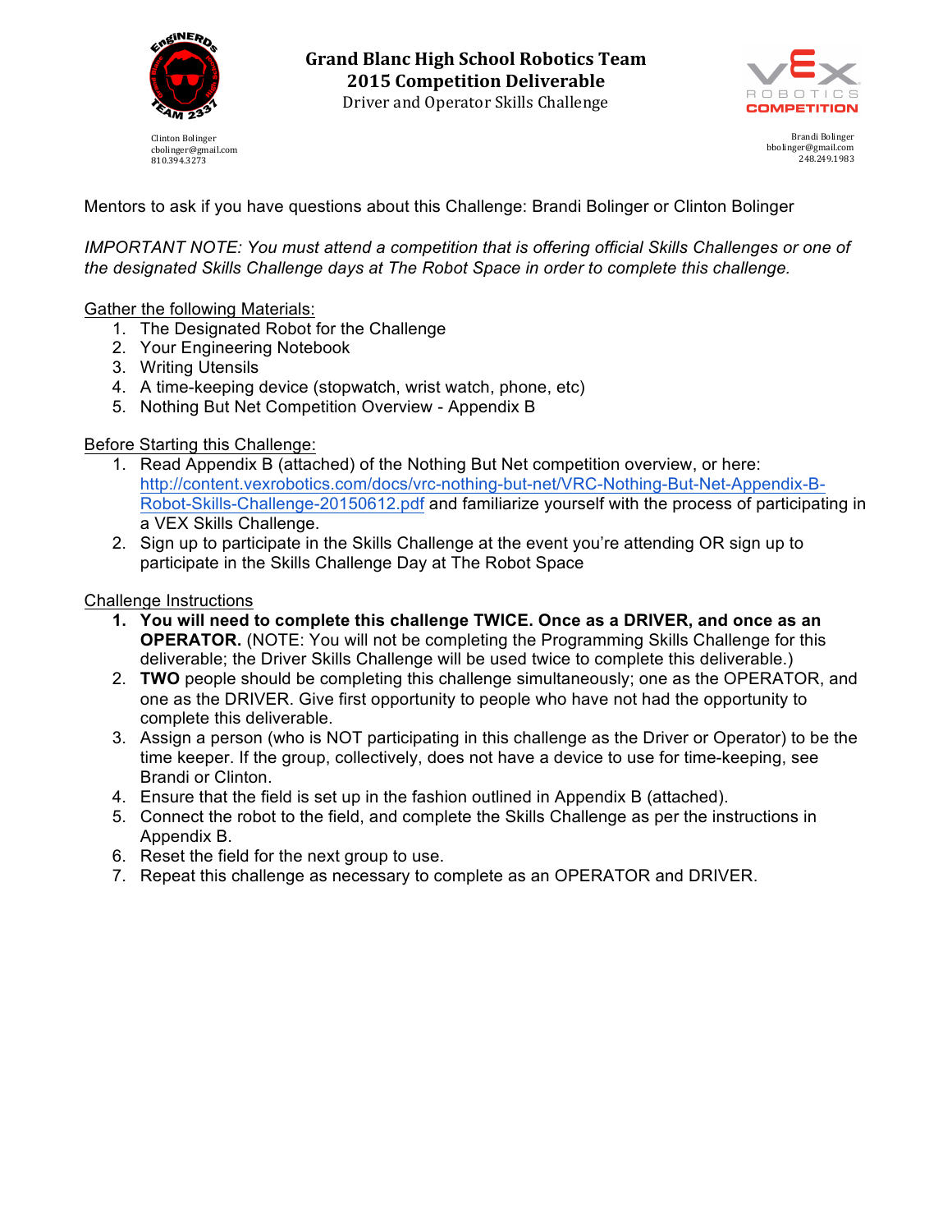# Grand Blanc High School Robotics Team
## 2015 Competition Deliverable
Driver and Operator Skills Challenge

Clinton Bolinger
cbolinger@gmail.com
810.394.3273

Brandi Bolinger
bbolinger@gmail.com
248.249.1983

Mentors to ask if you have questions about this Challenge: Brandi Bolinger or Clinton Bolinger

*IMPORTANT NOTE: You must attend a competition that is offering official Skills Challenges or one of the designated Skills Challenge days at The Robot Space in order to complete this challenge.*

Gather the following Materials:

1. The Designated Robot for the Challenge
2. Your Engineering Notebook
3. Writing Utensils
4. A time-keeping device (stopwatch, wrist watch, phone, etc)
5. Nothing But Net Competition Overview - Appendix B

Before Starting this Challenge:

1. Read Appendix B (attached) of the Nothing But Net competition overview, or here: http://content.vexrobotics.com/docs/vrc-nothing-but-net/VRC-Nothing-But-Net-Appendix-B-Robot-Skills-Challenge-20150612.pdf and familiarize yourself with the process of participating in a VEX Skills Challenge.
2. Sign up to participate in the Skills Challenge at the event you're attending OR sign up to participate in the Skills Challenge Day at The Robot Space

Challenge Instructions

1. **You will need to complete this challenge TWICE. Once as a DRIVER, and once as an OPERATOR.** (NOTE: You will not be completing the Programming Skills Challenge for this deliverable; the Driver Skills Challenge will be used twice to complete this deliverable.)
2. **TWO** people should be completing this challenge simultaneously; one as the OPERATOR, and one as the DRIVER. Give first opportunity to people who have not had the opportunity to complete this deliverable.
3. Assign a person (who is NOT participating in this challenge as the Driver or Operator) to be the time keeper. If the group, collectively, does not have a device to use for time-keeping, see Brandi or Clinton.
4. Ensure that the field is set up in the fashion outlined in Appendix B (attached).
5. Connect the robot to the field, and complete the Skills Challenge as per the instructions in Appendix B.
6. Reset the field for the next group to use.
7. Repeat this challenge as necessary to complete as an OPERATOR and DRIVER.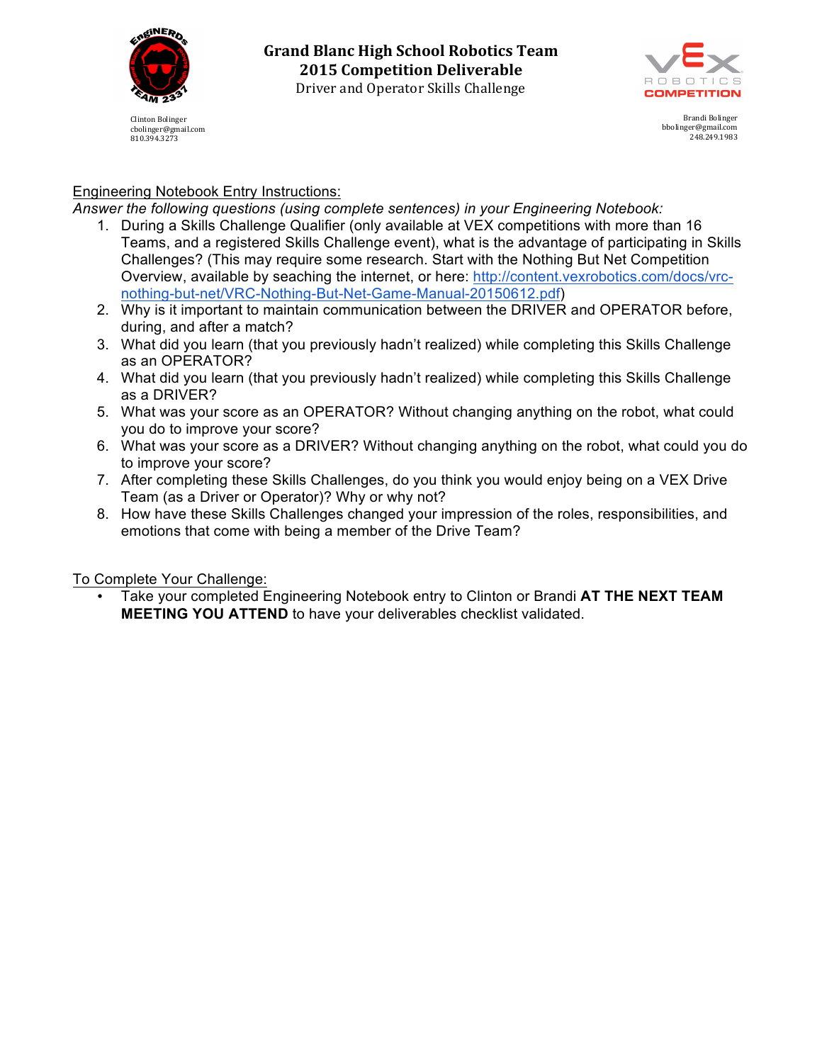# Grand Blanc High School Robotics Team
## 2015 Competition Deliverable
Driver and Operator Skills Challenge

Clinton Bolinger
cbolinger@gmail.com
810.394.3273

Brandi Bolinger
bbolinger@gmail.com
248.249.1983

Engineering Notebook Entry Instructions:

*Answer the following questions (using complete sentences) in your Engineering Notebook:*

1. During a Skills Challenge Qualifier (only available at VEX competitions with more than 16 Teams, and a registered Skills Challenge event), what is the advantage of participating in Skills Challenges? (This may require some research. Start with the Nothing But Net Competition Overview, available by seaching the internet, or here: http://content.vexrobotics.com/docs/vrc-nothing-but-net/VRC-Nothing-But-Net-Game-Manual-20150612.pdf)
2. Why is it important to maintain communication between the DRIVER and OPERATOR before, during, and after a match?
3. What did you learn (that you previously hadn't realized) while completing this Skills Challenge as an OPERATOR?
4. What did you learn (that you previously hadn't realized) while completing this Skills Challenge as a DRIVER?
5. What was your score as an OPERATOR? Without changing anything on the robot, what could you do to improve your score?
6. What was your score as a DRIVER? Without changing anything on the robot, what could you do to improve your score?
7. After completing these Skills Challenges, do you think you would enjoy being on a VEX Drive Team (as a Driver or Operator)? Why or why not?
8. How have these Skills Challenges changed your impression of the roles, responsibilities, and emotions that come with being a member of the Drive Team?

To Complete Your Challenge:

- Take your completed Engineering Notebook entry to Clinton or Brandi **AT THE NEXT TEAM MEETING YOU ATTEND** to have your deliverables checklist validated.